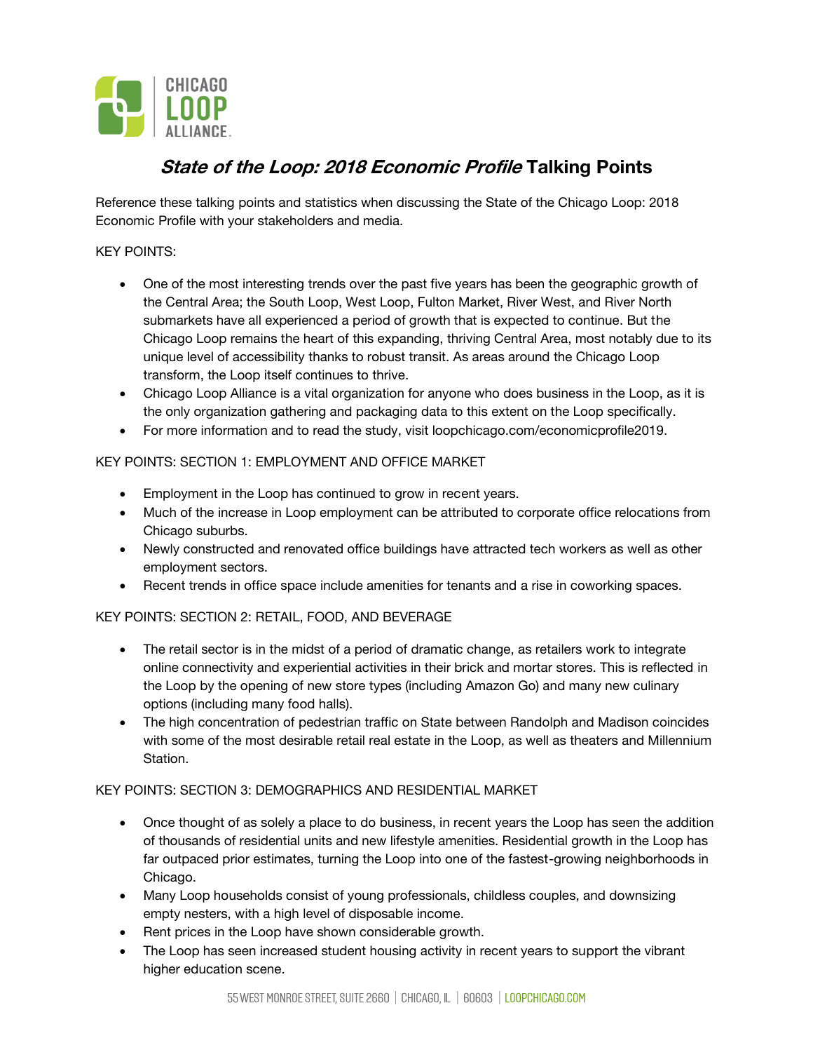CHICAGO LOOP ALLIANCE

# *State of the Loop: 2018 Economic Profile* Talking Points

Reference these talking points and statistics when discussing the State of the Chicago Loop: 2018 Economic Profile with your stakeholders and media.

KEY POINTS:

- One of the most interesting trends over the past five years has been the geographic growth of the Central Area; the South Loop, West Loop, Fulton Market, River West, and River North submarkets have all experienced a period of growth that is expected to continue. But the Chicago Loop remains the heart of this expanding, thriving Central Area, most notably due to its unique level of accessibility thanks to robust transit. As areas around the Chicago Loop transform, the Loop itself continues to thrive.
- Chicago Loop Alliance is a vital organization for anyone who does business in the Loop, as it is the only organization gathering and packaging data to this extent on the Loop specifically.
- For more information and to read the study, visit loopchicago.com/economicprofile2019.

KEY POINTS: SECTION 1: EMPLOYMENT AND OFFICE MARKET

- Employment in the Loop has continued to grow in recent years.
- Much of the increase in Loop employment can be attributed to corporate office relocations from Chicago suburbs.
- Newly constructed and renovated office buildings have attracted tech workers as well as other employment sectors.
- Recent trends in office space include amenities for tenants and a rise in coworking spaces.

KEY POINTS: SECTION 2: RETAIL, FOOD, AND BEVERAGE

- The retail sector is in the midst of a period of dramatic change, as retailers work to integrate online connectivity and experiential activities in their brick and mortar stores. This is reflected in the Loop by the opening of new store types (including Amazon Go) and many new culinary options (including many food halls).
- The high concentration of pedestrian traffic on State between Randolph and Madison coincides with some of the most desirable retail real estate in the Loop, as well as theaters and Millennium Station.

KEY POINTS: SECTION 3: DEMOGRAPHICS AND RESIDENTIAL MARKET

- Once thought of as solely a place to do business, in recent years the Loop has seen the addition of thousands of residential units and new lifestyle amenities. Residential growth in the Loop has far outpaced prior estimates, turning the Loop into one of the fastest-growing neighborhoods in Chicago.
- Many Loop households consist of young professionals, childless couples, and downsizing empty nesters, with a high level of disposable income.
- Rent prices in the Loop have shown considerable growth.
- The Loop has seen increased student housing activity in recent years to support the vibrant higher education scene.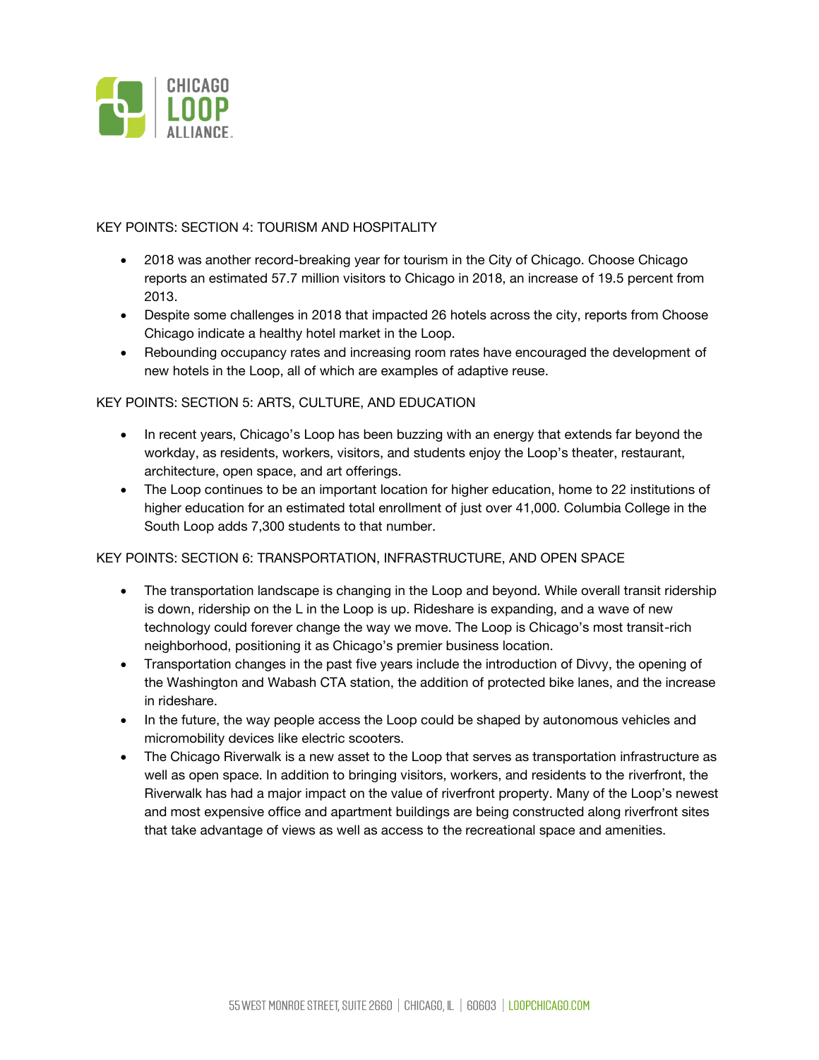KEY POINTS: SECTION 4: TOURISM AND HOSPITALITY

- 2018 was another record-breaking year for tourism in the City of Chicago. Choose Chicago reports an estimated 57.7 million visitors to Chicago in 2018, an increase of 19.5 percent from 2013.
- Despite some challenges in 2018 that impacted 26 hotels across the city, reports from Choose Chicago indicate a healthy hotel market in the Loop.
- Rebounding occupancy rates and increasing room rates have encouraged the development of new hotels in the Loop, all of which are examples of adaptive reuse.

KEY POINTS: SECTION 5: ARTS, CULTURE, AND EDUCATION

- In recent years, Chicago's Loop has been buzzing with an energy that extends far beyond the workday, as residents, workers, visitors, and students enjoy the Loop's theater, restaurant, architecture, open space, and art offerings.
- The Loop continues to be an important location for higher education, home to 22 institutions of higher education for an estimated total enrollment of just over 41,000. Columbia College in the South Loop adds 7,300 students to that number.

KEY POINTS: SECTION 6: TRANSPORTATION, INFRASTRUCTURE, AND OPEN SPACE

- The transportation landscape is changing in the Loop and beyond. While overall transit ridership is down, ridership on the L in the Loop is up. Rideshare is expanding, and a wave of new technology could forever change the way we move. The Loop is Chicago's most transit-rich neighborhood, positioning it as Chicago's premier business location.
- Transportation changes in the past five years include the introduction of Divvy, the opening of the Washington and Wabash CTA station, the addition of protected bike lanes, and the increase in rideshare.
- In the future, the way people access the Loop could be shaped by autonomous vehicles and micromobility devices like electric scooters.
- The Chicago Riverwalk is a new asset to the Loop that serves as transportation infrastructure as well as open space. In addition to bringing visitors, workers, and residents to the riverfront, the Riverwalk has had a major impact on the value of riverfront property. Many of the Loop's newest and most expensive office and apartment buildings are being constructed along riverfront sites that take advantage of views as well as access to the recreational space and amenities.